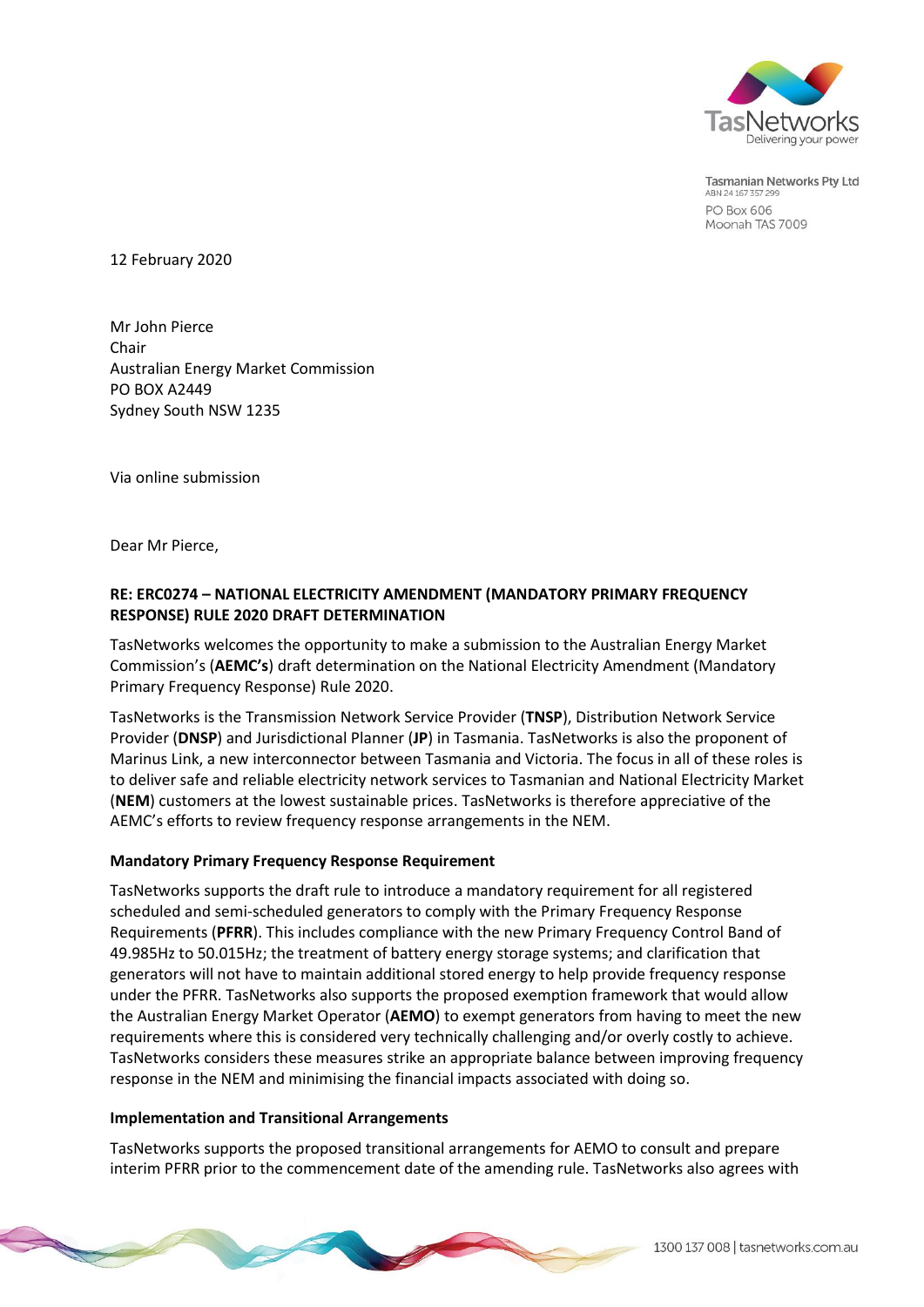Tasmanian Networks Pty Ltd
ABN 24 167 357 299
PO Box 606
Moonah TAS 7009

12 February 2020

Mr John Pierce
Chair
Australian Energy Market Commission
PO BOX A2449
Sydney South NSW 1235

Via online submission

Dear Mr Pierce,

**RE: ERC0274 – NATIONAL ELECTRICITY AMENDMENT (MANDATORY PRIMARY FREQUENCY RESPONSE) RULE 2020 DRAFT DETERMINATION**

TasNetworks welcomes the opportunity to make a submission to the Australian Energy Market Commission's (**AEMC's**) draft determination on the National Electricity Amendment (Mandatory Primary Frequency Response) Rule 2020.

TasNetworks is the Transmission Network Service Provider (**TNSP**), Distribution Network Service Provider (**DNSP**) and Jurisdictional Planner (**JP**) in Tasmania. TasNetworks is also the proponent of Marinus Link, a new interconnector between Tasmania and Victoria. The focus in all of these roles is to deliver safe and reliable electricity network services to Tasmanian and National Electricity Market (**NEM**) customers at the lowest sustainable prices. TasNetworks is therefore appreciative of the AEMC's efforts to review frequency response arrangements in the NEM.

**Mandatory Primary Frequency Response Requirement**

TasNetworks supports the draft rule to introduce a mandatory requirement for all registered scheduled and semi-scheduled generators to comply with the Primary Frequency Response Requirements (**PFRR**). This includes compliance with the new Primary Frequency Control Band of 49.985Hz to 50.015Hz; the treatment of battery energy storage systems; and clarification that generators will not have to maintain additional stored energy to help provide frequency response under the PFRR. TasNetworks also supports the proposed exemption framework that would allow the Australian Energy Market Operator (**AEMO**) to exempt generators from having to meet the new requirements where this is considered very technically challenging and/or overly costly to achieve. TasNetworks considers these measures strike an appropriate balance between improving frequency response in the NEM and minimising the financial impacts associated with doing so.

**Implementation and Transitional Arrangements**

TasNetworks supports the proposed transitional arrangements for AEMO to consult and prepare interim PFRR prior to the commencement date of the amending rule. TasNetworks also agrees with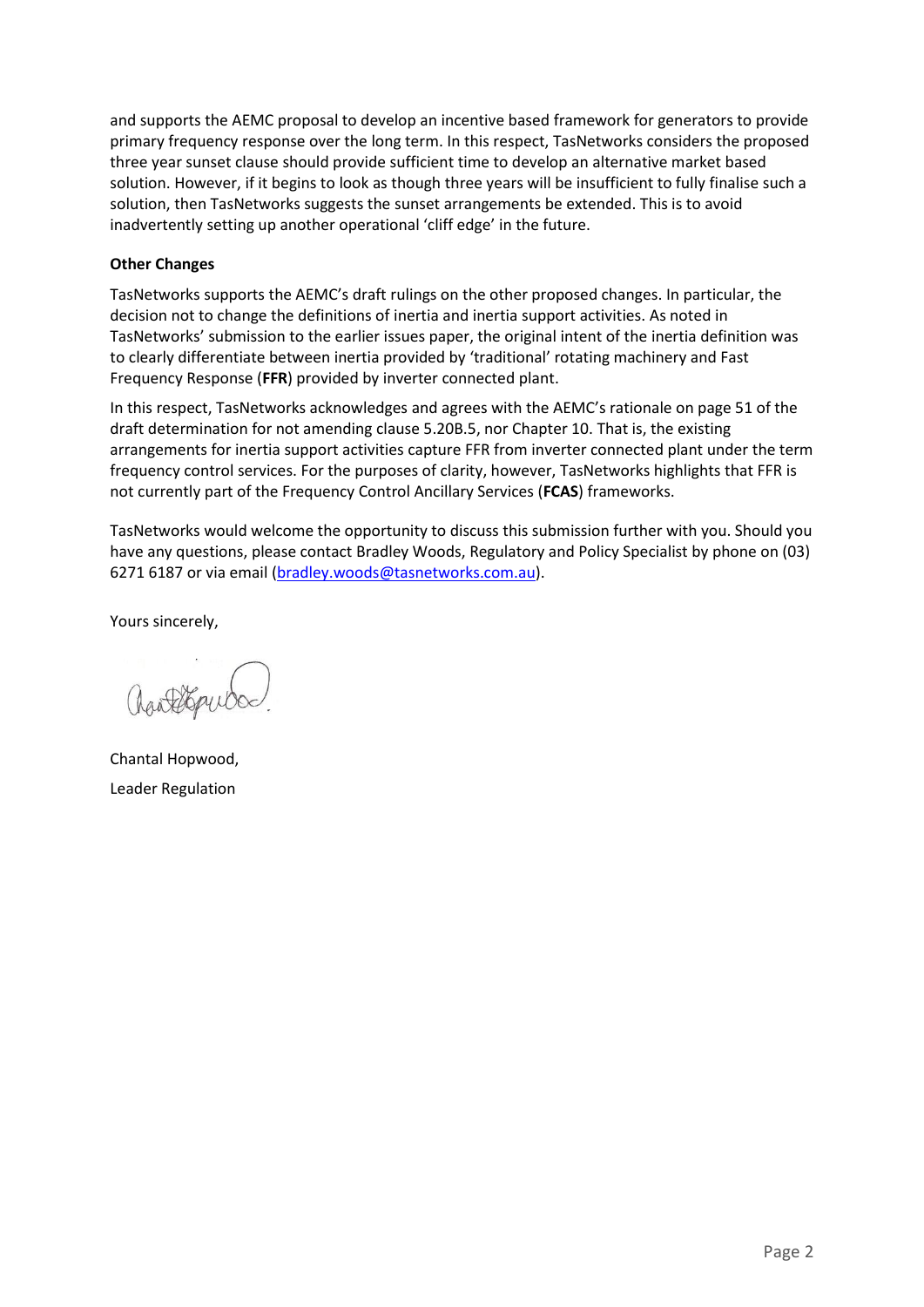and supports the AEMC proposal to develop an incentive based framework for generators to provide primary frequency response over the long term. In this respect, TasNetworks considers the proposed three year sunset clause should provide sufficient time to develop an alternative market based solution. However, if it begins to look as though three years will be insufficient to fully finalise such a solution, then TasNetworks suggests the sunset arrangements be extended. This is to avoid inadvertently setting up another operational 'cliff edge' in the future.

**Other Changes**

TasNetworks supports the AEMC's draft rulings on the other proposed changes. In particular, the decision not to change the definitions of inertia and inertia support activities. As noted in TasNetworks' submission to the earlier issues paper, the original intent of the inertia definition was to clearly differentiate between inertia provided by 'traditional' rotating machinery and Fast Frequency Response (**FFR**) provided by inverter connected plant.

In this respect, TasNetworks acknowledges and agrees with the AEMC's rationale on page 51 of the draft determination for not amending clause 5.20B.5, nor Chapter 10. That is, the existing arrangements for inertia support activities capture FFR from inverter connected plant under the term frequency control services. For the purposes of clarity, however, TasNetworks highlights that FFR is not currently part of the Frequency Control Ancillary Services (**FCAS**) frameworks.

TasNetworks would welcome the opportunity to discuss this submission further with you. Should you have any questions, please contact Bradley Woods, Regulatory and Policy Specialist by phone on (03) 6271 6187 or via email (bradley.woods@tasnetworks.com.au).

Yours sincerely,

Chantal Hopwood,
Leader Regulation